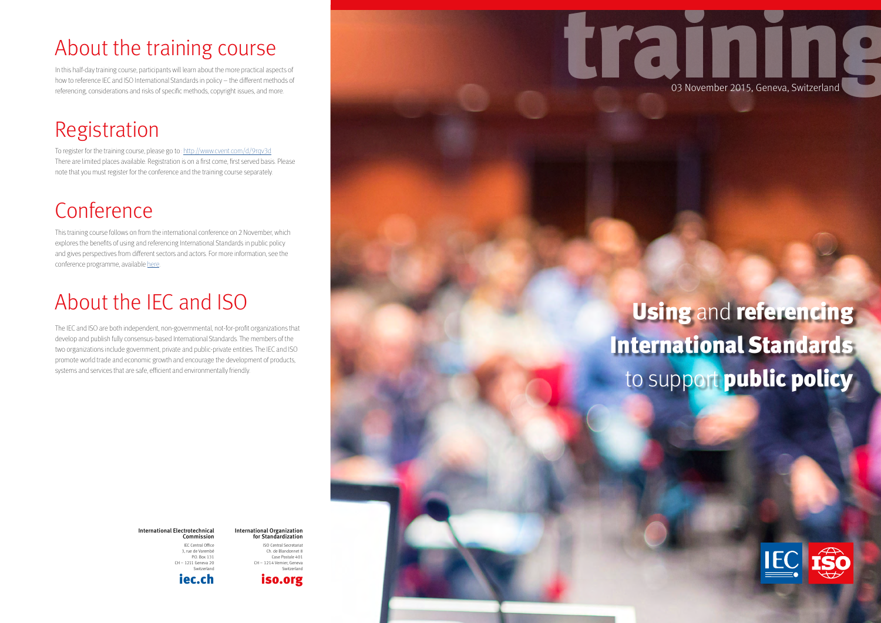# training

03 November 2015, Geneva, Switzerland

# **Using** and **referencing International Standards** to support **public policy**

## About the training course

In this half-day training course, participants will learn about the more practical aspects of how to reference IEC and ISO International Standards in policy – the different methods of referencing, considerations and risks of specific methods, copyright issues, and more.

## Registration

To register for the training course, please go to: http://www.cvent.com/d/9rqv3d
There are limited places available. Registration is on a first come, first served basis. Please note that you must register for the conference and the training course separately.

## Conference

This training course follows on from the international conference on 2 November, which explores the benefits of using and referencing International Standards in public policy and gives perspectives from different sectors and actors. For more information, see the conference programme, available here

## About the IEC and ISO

The IEC and ISO are both independent, non-governmental, not-for-profit organizations that develop and publish fully consensus-based International Standards. The members of the two organizations include government, private and public-private entities. The IEC and ISO promote world trade and economic growth and encourage the development of products, systems and services that are safe, efficient and environmentally friendly.

**International Electrotechnical Commission**
IEC Central Office
3, rue de Varembé
P.O. Box 131
CH – 1211 Geneva 20
Switzerland
**iec.ch**

**International Organization for Standardization**
ISO Central Secretariat
Ch. de Blandonnet 8
Case Postale 401
CH – 1214 Vernier, Geneva
Switzerland
**iso.org**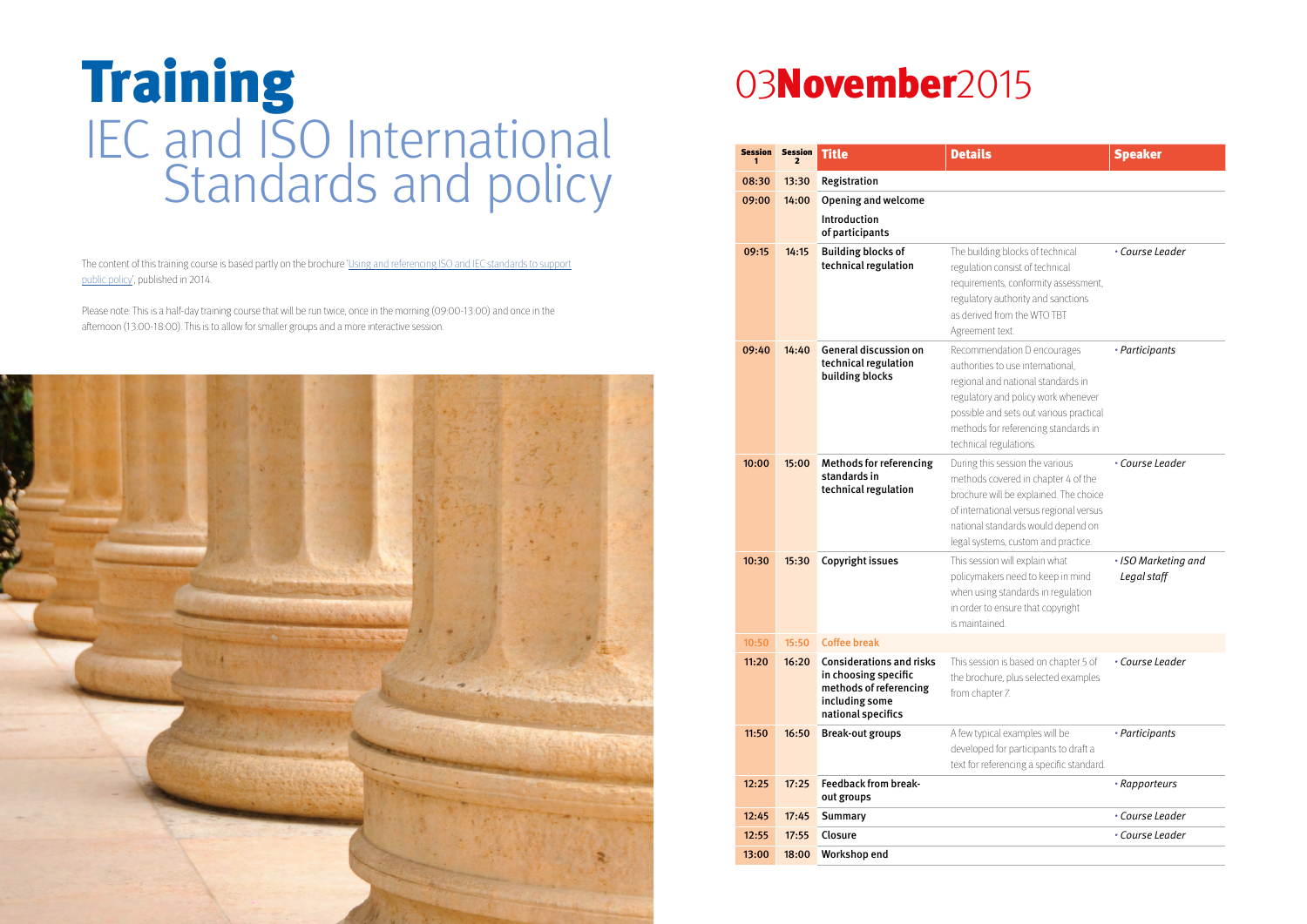# Training

## IEC and ISO International Standards and policy

The content of this training course is based partly on the brochure 'Using and referencing ISO and IEC standards to support public policy', published in 2014.

Please note: This is a half-day training course that will be run twice, once in the morning (09:00-13:00) and once in the afternoon (13:00-18:00). This is to allow for smaller groups and a more interactive session.

## 03 **November** 2015

| Session 1 | Session 2 | Title | Details | Speaker |
|---|---|---|---|---|
| 08:30 | 13:30 | Registration | | |
| 09:00 | 14:00 | Opening and welcome<br>Introduction of participants | | |
| 09:15 | 14:15 | Building blocks of technical regulation | The building blocks of technical regulation consist of technical requirements, conformity assessment, regulatory authority and sanctions as derived from the WTO TBT Agreement text. | • *Course Leader* |
| 09:40 | 14:40 | General discussion on technical regulation building blocks | Recommendation D encourages authorities to use international, regional and national standards in regulatory and policy work whenever possible and sets out various practical methods for referencing standards in technical regulations. | • *Participants* |
| 10:00 | 15:00 | Methods for referencing standards in technical regulation | During this session the various methods covered in chapter 4 of the brochure will be explained. The choice of international versus regional versus national standards would depend on legal systems, custom and practice. | • *Course Leader* |
| 10:30 | 15:30 | Copyright issues | This session will explain what policymakers need to keep in mind when using standards in regulation in order to ensure that copyright is maintained. | • *ISO Marketing and Legal staff* |
| 10:50 | 15:50 | Coffee break | | |
| 11:20 | 16:20 | Considerations and risks in choosing specific methods of referencing including some national specifics | This session is based on chapter 5 of the brochure, plus selected examples from chapter 7. | • *Course Leader* |
| 11:50 | 16:50 | Break-out groups | A few typical examples will be developed for participants to draft a text for referencing a specific standard. | • *Participants* |
| 12:25 | 17:25 | Feedback from break-out groups | | • *Rapporteurs* |
| 12:45 | 17:45 | Summary | | • *Course Leader* |
| 12:55 | 17:55 | Closure | | • *Course Leader* |
| 13:00 | 18:00 | Workshop end | | |